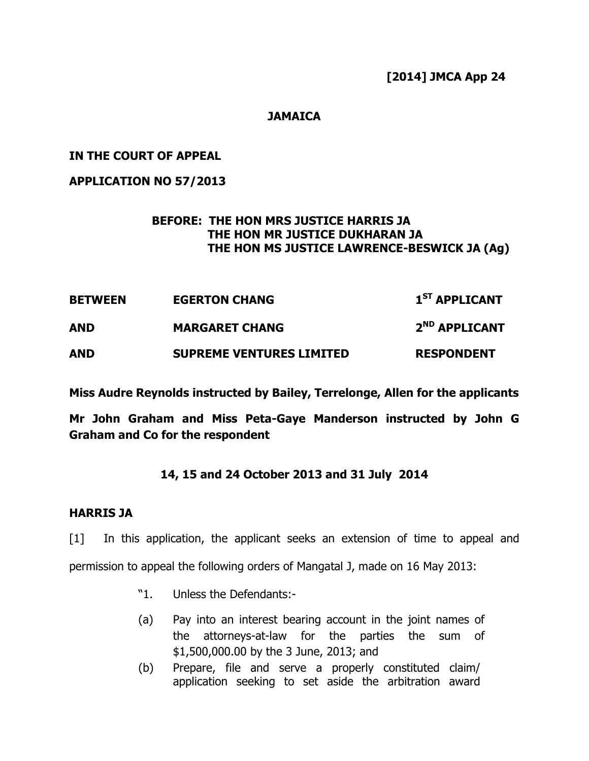**[2014] JMCA App 24**

**JAMAICA**

**IN THE COURT OF APPEAL**

**APPLICATION NO 57/2013**

**BEFORE: THE HON MRS JUSTICE HARRIS JA**
**THE HON MR JUSTICE DUKHARAN JA**
**THE HON MS JUSTICE LAWRENCE-BESWICK JA (Ag)**

| | | |
|---|---|---|
| **BETWEEN** | **EGERTON CHANG** | **1ST APPLICANT** |
| **AND** | **MARGARET CHANG** | **2ND APPLICANT** |
| **AND** | **SUPREME VENTURES LIMITED** | **RESPONDENT** |

**Miss Audre Reynolds instructed by Bailey, Terrelonge, Allen for the applicants**

**Mr John Graham and Miss Peta-Gaye Manderson instructed by John G Graham and Co for the respondent**

**14, 15 and 24 October 2013 and 31 July 2014**

**HARRIS JA**

[1] In this application, the applicant seeks an extension of time to appeal and permission to appeal the following orders of Mangatal J, made on 16 May 2013:

"1. Unless the Defendants:-

(a) Pay into an interest bearing account in the joint names of the attorneys-at-law for the parties the sum of $1,500,000.00 by the 3 June, 2013; and

(b) Prepare, file and serve a properly constituted claim/ application seeking to set aside the arbitration award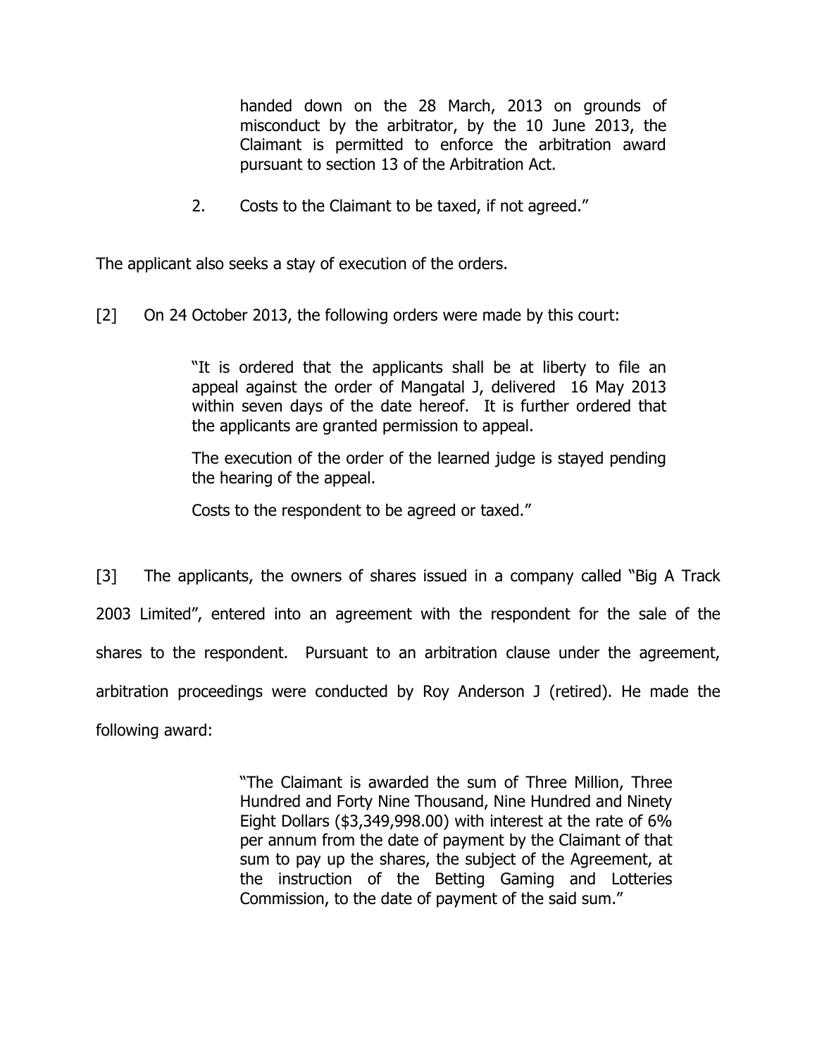> handed down on the 28 March, 2013 on grounds of misconduct by the arbitrator, by the 10 June 2013, the Claimant is permitted to enforce the arbitration award pursuant to section 13 of the Arbitration Act.
>
> 2. Costs to the Claimant to be taxed, if not agreed."

The applicant also seeks a stay of execution of the orders.

[2] On 24 October 2013, the following orders were made by this court:

> "It is ordered that the applicants shall be at liberty to file an appeal against the order of Mangatal J, delivered 16 May 2013 within seven days of the date hereof. It is further ordered that the applicants are granted permission to appeal.
>
> The execution of the order of the learned judge is stayed pending the hearing of the appeal.
>
> Costs to the respondent to be agreed or taxed."

[3] The applicants, the owners of shares issued in a company called "Big A Track 2003 Limited", entered into an agreement with the respondent for the sale of the shares to the respondent. Pursuant to an arbitration clause under the agreement, arbitration proceedings were conducted by Roy Anderson J (retired). He made the following award:

> "The Claimant is awarded the sum of Three Million, Three Hundred and Forty Nine Thousand, Nine Hundred and Ninety Eight Dollars ($3,349,998.00) with interest at the rate of 6% per annum from the date of payment by the Claimant of that sum to pay up the shares, the subject of the Agreement, at the instruction of the Betting Gaming and Lotteries Commission, to the date of payment of the said sum."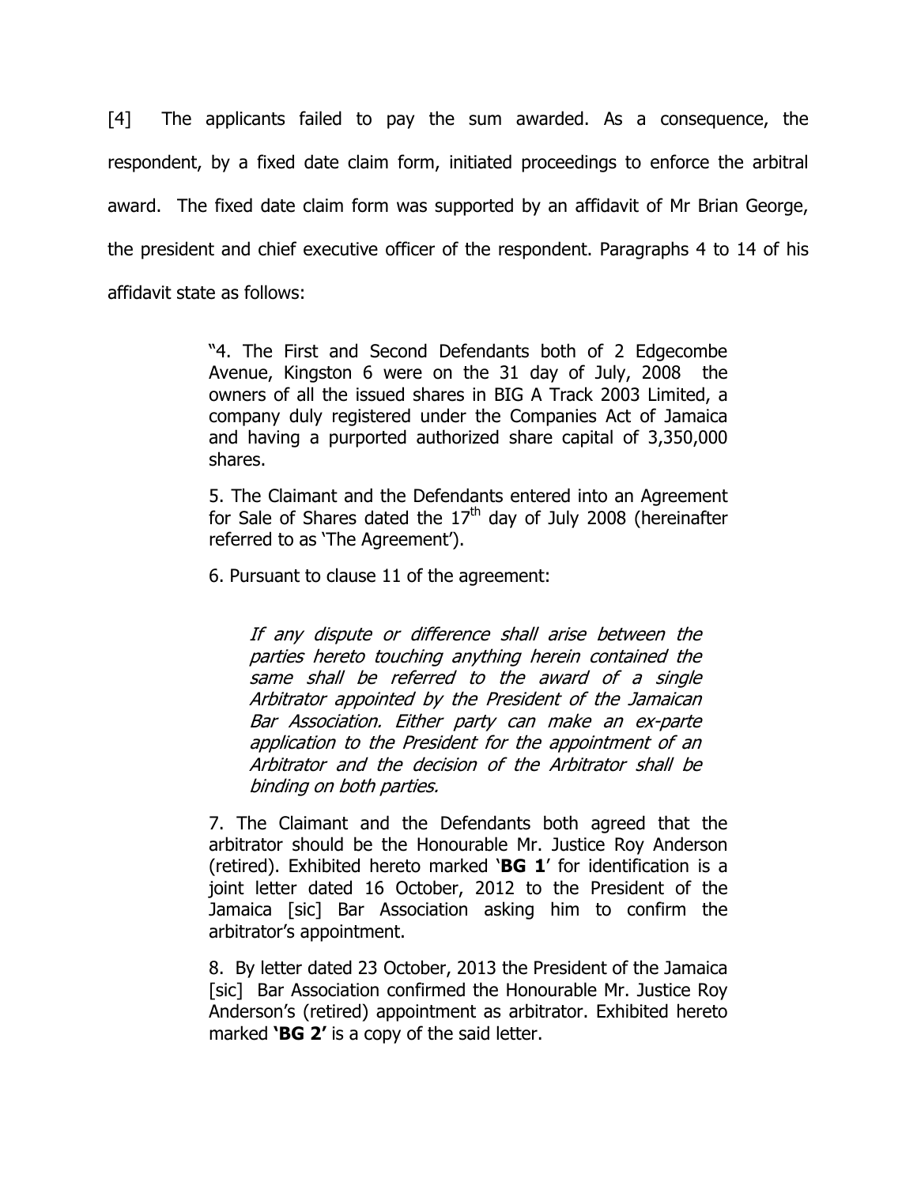[4] The applicants failed to pay the sum awarded. As a consequence, the respondent, by a fixed date claim form, initiated proceedings to enforce the arbitral award. The fixed date claim form was supported by an affidavit of Mr Brian George, the president and chief executive officer of the respondent. Paragraphs 4 to 14 of his affidavit state as follows:

> "4. The First and Second Defendants both of 2 Edgecombe Avenue, Kingston 6 were on the 31 day of July, 2008 the owners of all the issued shares in BIG A Track 2003 Limited, a company duly registered under the Companies Act of Jamaica and having a purported authorized share capital of 3,350,000 shares.
>
> 5. The Claimant and the Defendants entered into an Agreement for Sale of Shares dated the 17th day of July 2008 (hereinafter referred to as 'The Agreement').
>
> 6. Pursuant to clause 11 of the agreement:
>
> > *If any dispute or difference shall arise between the parties hereto touching anything herein contained the same shall be referred to the award of a single Arbitrator appointed by the President of the Jamaican Bar Association. Either party can make an ex-parte application to the President for the appointment of an Arbitrator and the decision of the Arbitrator shall be binding on both parties.*
>
> 7. The Claimant and the Defendants both agreed that the arbitrator should be the Honourable Mr. Justice Roy Anderson (retired). Exhibited hereto marked '**BG 1**' for identification is a joint letter dated 16 October, 2012 to the President of the Jamaica [sic] Bar Association asking him to confirm the arbitrator's appointment.
>
> 8. By letter dated 23 October, 2013 the President of the Jamaica [sic] Bar Association confirmed the Honourable Mr. Justice Roy Anderson's (retired) appointment as arbitrator. Exhibited hereto marked **'BG 2'** is a copy of the said letter.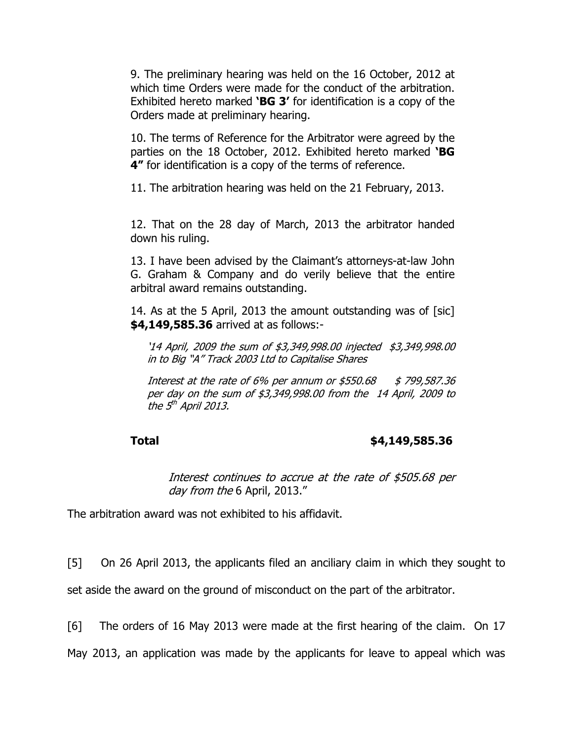9. The preliminary hearing was held on the 16 October, 2012 at which time Orders were made for the conduct of the arbitration. Exhibited hereto marked **'BG 3'** for identification is a copy of the Orders made at preliminary hearing.

10. The terms of Reference for the Arbitrator were agreed by the parties on the 18 October, 2012. Exhibited hereto marked **'BG 4"** for identification is a copy of the terms of reference.

11. The arbitration hearing was held on the 21 February, 2013.

12. That on the 28 day of March, 2013 the arbitrator handed down his ruling.

13. I have been advised by the Claimant's attorneys-at-law John G. Graham & Company and do verily believe that the entire arbitral award remains outstanding.

14. As at the 5 April, 2013 the amount outstanding was of [sic] **$4,149,585.36** arrived at as follows:-

| | |
|---|---|
| *'14 April, 2009 the sum of $3,349,998.00 injected in to Big "A" Track 2003 Ltd to Capitalise Shares* | *$3,349,998.00* |
| *Interest at the rate of 6% per annum or $550.68 per day on the sum of $3,349,998.00 from the 14 April, 2009 to the 5th April 2013.* | *$ 799,587.36* |
| **Total** | **$4,149,585.36** |

*Interest continues to accrue at the rate of $505.68 per day from the* 6 April, 2013."

The arbitration award was not exhibited to his affidavit.

[5] On 26 April 2013, the applicants filed an anciliary claim in which they sought to set aside the award on the ground of misconduct on the part of the arbitrator.

[6] The orders of 16 May 2013 were made at the first hearing of the claim. On 17 May 2013, an application was made by the applicants for leave to appeal which was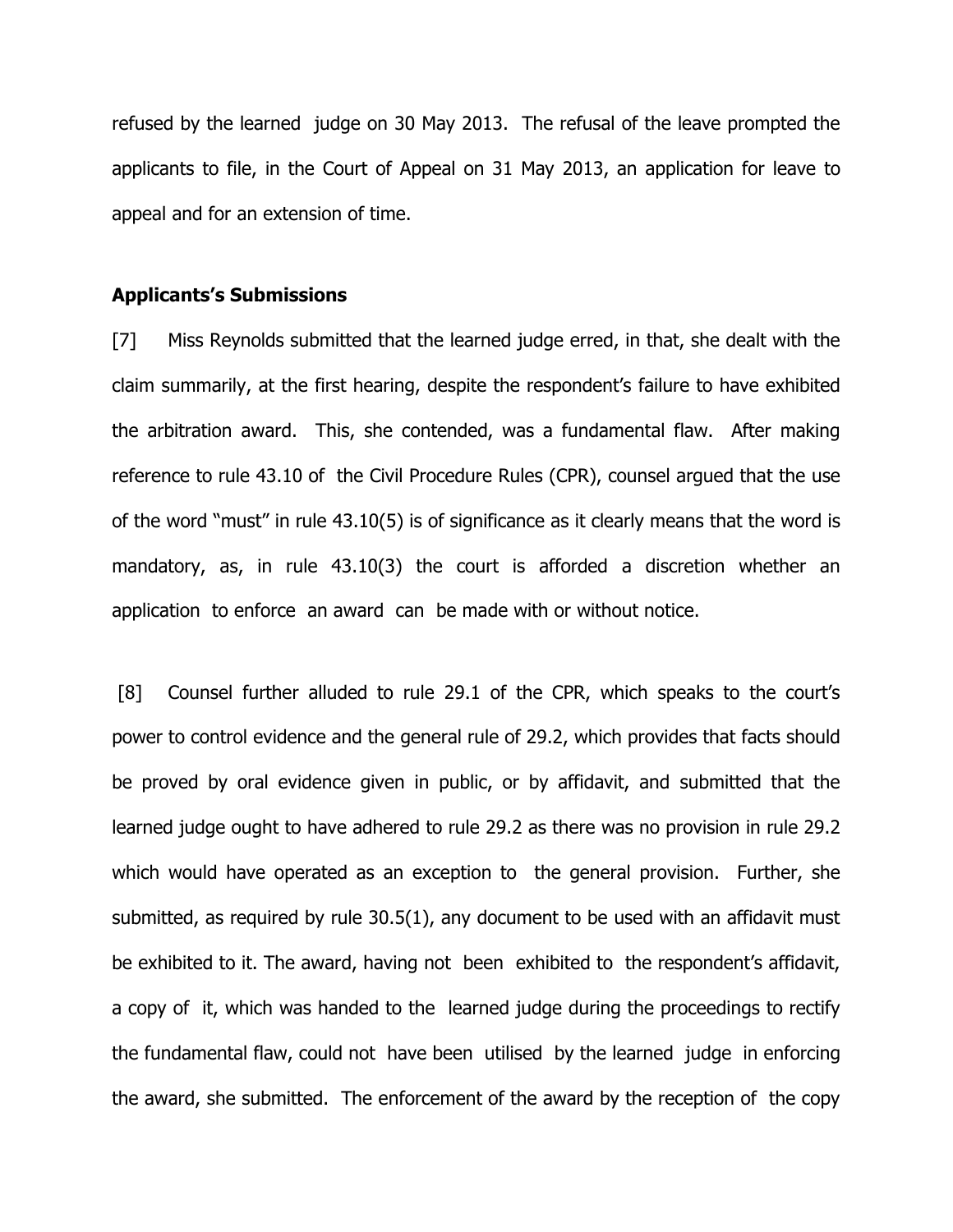refused by the learned judge on 30 May 2013. The refusal of the leave prompted the applicants to file, in the Court of Appeal on 31 May 2013, an application for leave to appeal and for an extension of time.

**Applicants's Submissions**

[7] Miss Reynolds submitted that the learned judge erred, in that, she dealt with the claim summarily, at the first hearing, despite the respondent's failure to have exhibited the arbitration award. This, she contended, was a fundamental flaw. After making reference to rule 43.10 of the Civil Procedure Rules (CPR), counsel argued that the use of the word "must" in rule 43.10(5) is of significance as it clearly means that the word is mandatory, as, in rule 43.10(3) the court is afforded a discretion whether an application to enforce an award can be made with or without notice.

[8] Counsel further alluded to rule 29.1 of the CPR, which speaks to the court's power to control evidence and the general rule of 29.2, which provides that facts should be proved by oral evidence given in public, or by affidavit, and submitted that the learned judge ought to have adhered to rule 29.2 as there was no provision in rule 29.2 which would have operated as an exception to the general provision. Further, she submitted, as required by rule 30.5(1), any document to be used with an affidavit must be exhibited to it. The award, having not been exhibited to the respondent's affidavit, a copy of it, which was handed to the learned judge during the proceedings to rectify the fundamental flaw, could not have been utilised by the learned judge in enforcing the award, she submitted. The enforcement of the award by the reception of the copy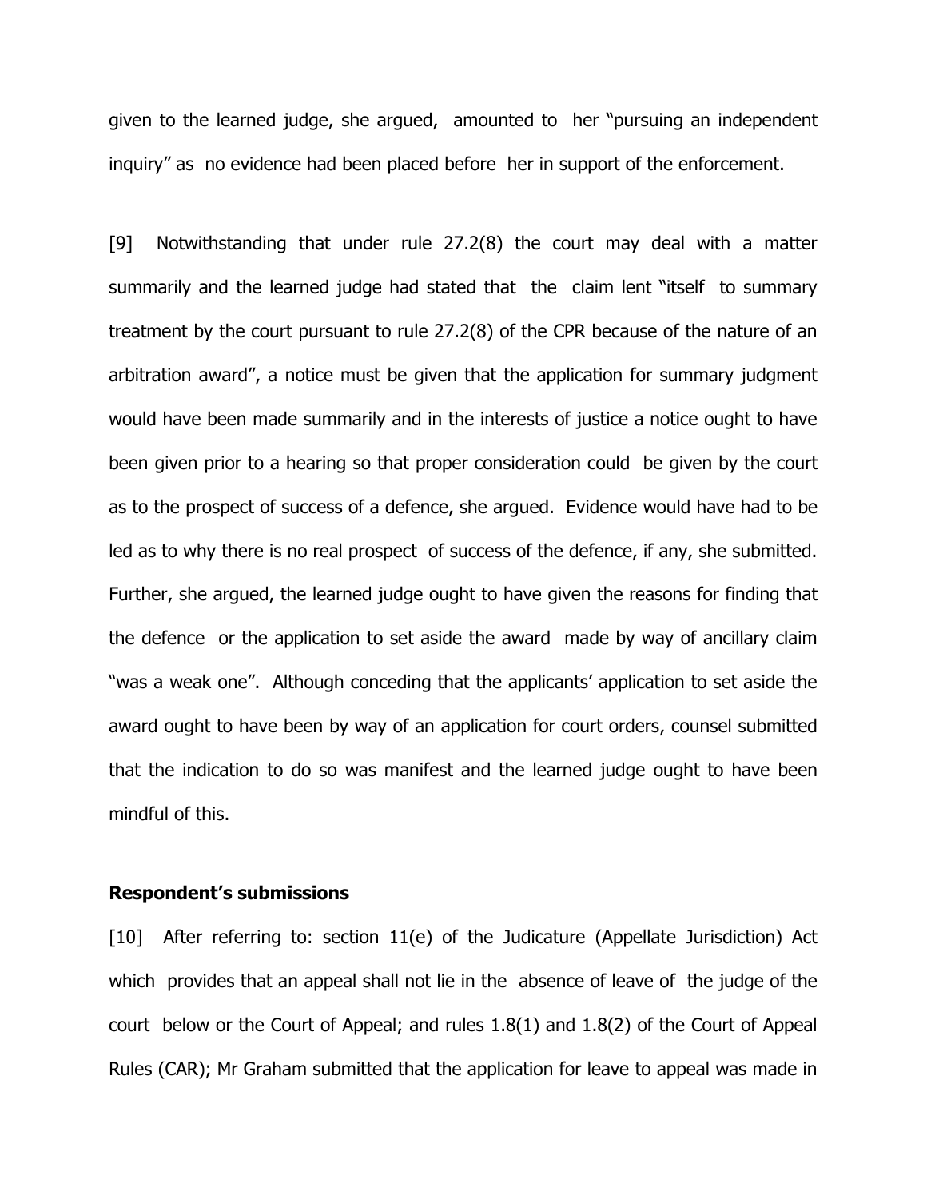given to the learned judge, she argued, amounted to her "pursuing an independent inquiry" as no evidence had been placed before her in support of the enforcement.

[9] Notwithstanding that under rule 27.2(8) the court may deal with a matter summarily and the learned judge had stated that the claim lent "itself to summary treatment by the court pursuant to rule 27.2(8) of the CPR because of the nature of an arbitration award", a notice must be given that the application for summary judgment would have been made summarily and in the interests of justice a notice ought to have been given prior to a hearing so that proper consideration could be given by the court as to the prospect of success of a defence, she argued. Evidence would have had to be led as to why there is no real prospect of success of the defence, if any, she submitted. Further, she argued, the learned judge ought to have given the reasons for finding that the defence or the application to set aside the award made by way of ancillary claim "was a weak one". Although conceding that the applicants' application to set aside the award ought to have been by way of an application for court orders, counsel submitted that the indication to do so was manifest and the learned judge ought to have been mindful of this.

**Respondent's submissions**

[10] After referring to: section 11(e) of the Judicature (Appellate Jurisdiction) Act which provides that an appeal shall not lie in the absence of leave of the judge of the court below or the Court of Appeal; and rules 1.8(1) and 1.8(2) of the Court of Appeal Rules (CAR); Mr Graham submitted that the application for leave to appeal was made in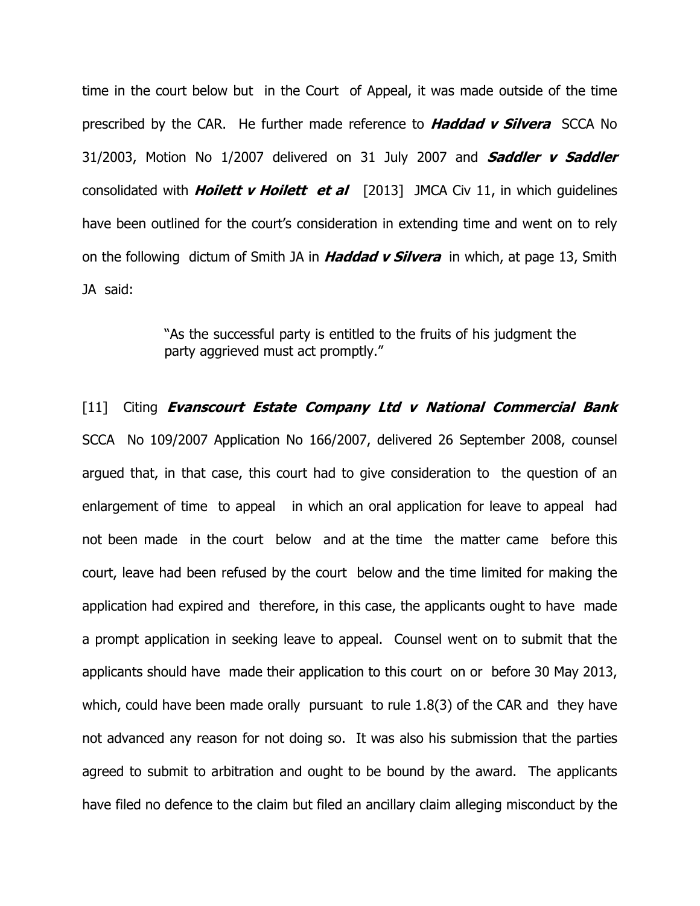time in the court below but in the Court of Appeal, it was made outside of the time prescribed by the CAR. He further made reference to ***Haddad v Silvera*** SCCA No 31/2003, Motion No 1/2007 delivered on 31 July 2007 and ***Saddler v Saddler*** consolidated with ***Hoilett v Hoilett et al*** [2013] JMCA Civ 11, in which guidelines have been outlined for the court's consideration in extending time and went on to rely on the following dictum of Smith JA in ***Haddad v Silvera*** in which, at page 13, Smith JA said:

> "As the successful party is entitled to the fruits of his judgment the party aggrieved must act promptly."

[11] Citing ***Evanscourt Estate Company Ltd v National Commercial Bank*** SCCA No 109/2007 Application No 166/2007, delivered 26 September 2008, counsel argued that, in that case, this court had to give consideration to the question of an enlargement of time to appeal in which an oral application for leave to appeal had not been made in the court below and at the time the matter came before this court, leave had been refused by the court below and the time limited for making the application had expired and therefore, in this case, the applicants ought to have made a prompt application in seeking leave to appeal. Counsel went on to submit that the applicants should have made their application to this court on or before 30 May 2013, which, could have been made orally pursuant to rule 1.8(3) of the CAR and they have not advanced any reason for not doing so. It was also his submission that the parties agreed to submit to arbitration and ought to be bound by the award. The applicants have filed no defence to the claim but filed an ancillary claim alleging misconduct by the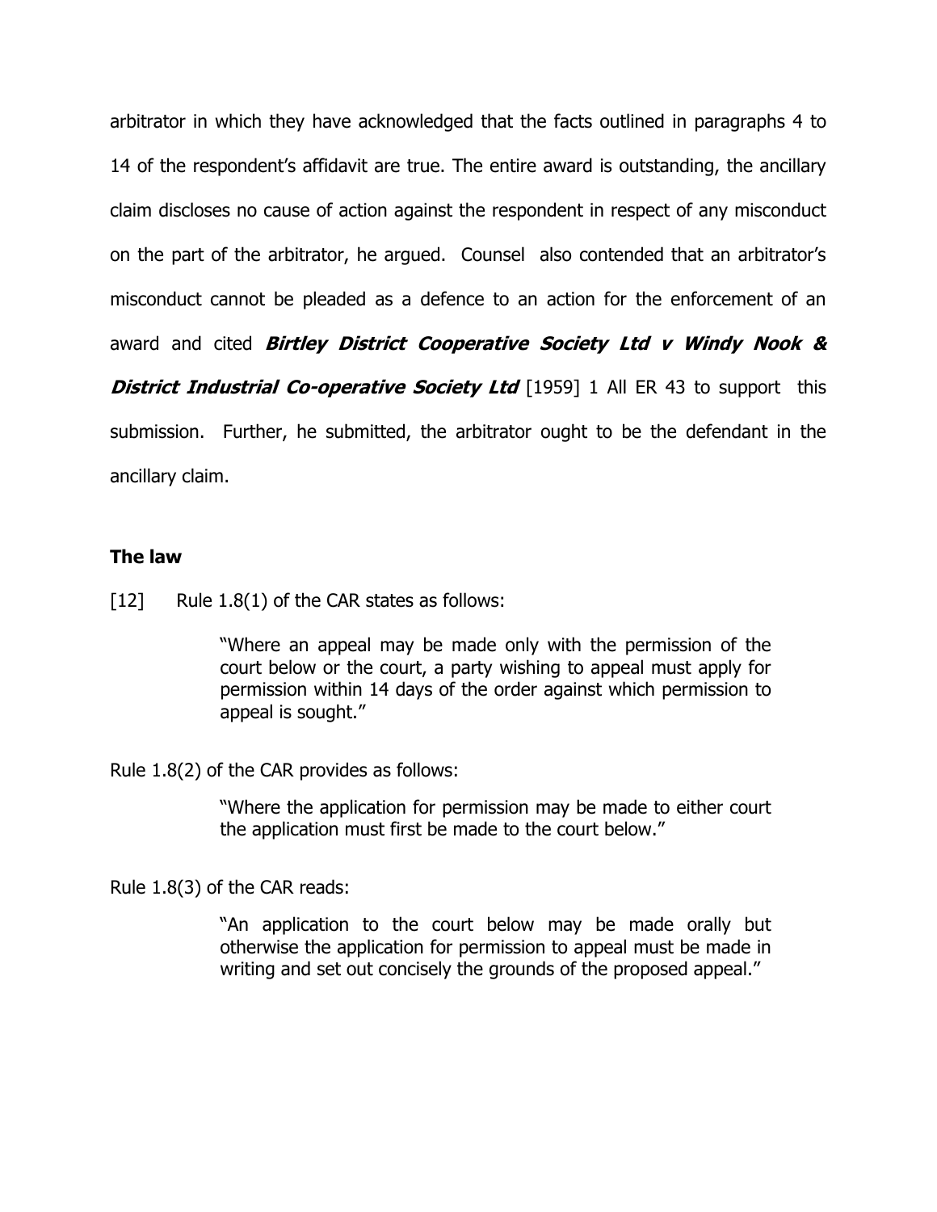arbitrator in which they have acknowledged that the facts outlined in paragraphs 4 to 14 of the respondent's affidavit are true. The entire award is outstanding, the ancillary claim discloses no cause of action against the respondent in respect of any misconduct on the part of the arbitrator, he argued. Counsel also contended that an arbitrator's misconduct cannot be pleaded as a defence to an action for the enforcement of an award and cited ***Birtley District Cooperative Society Ltd v Windy Nook & District Industrial Co-operative Society Ltd*** [1959] 1 All ER 43 to support this submission. Further, he submitted, the arbitrator ought to be the defendant in the ancillary claim.

## The law

[12] Rule 1.8(1) of the CAR states as follows:

> "Where an appeal may be made only with the permission of the court below or the court, a party wishing to appeal must apply for permission within 14 days of the order against which permission to appeal is sought."

Rule 1.8(2) of the CAR provides as follows:

> "Where the application for permission may be made to either court the application must first be made to the court below."

Rule 1.8(3) of the CAR reads:

> "An application to the court below may be made orally but otherwise the application for permission to appeal must be made in writing and set out concisely the grounds of the proposed appeal."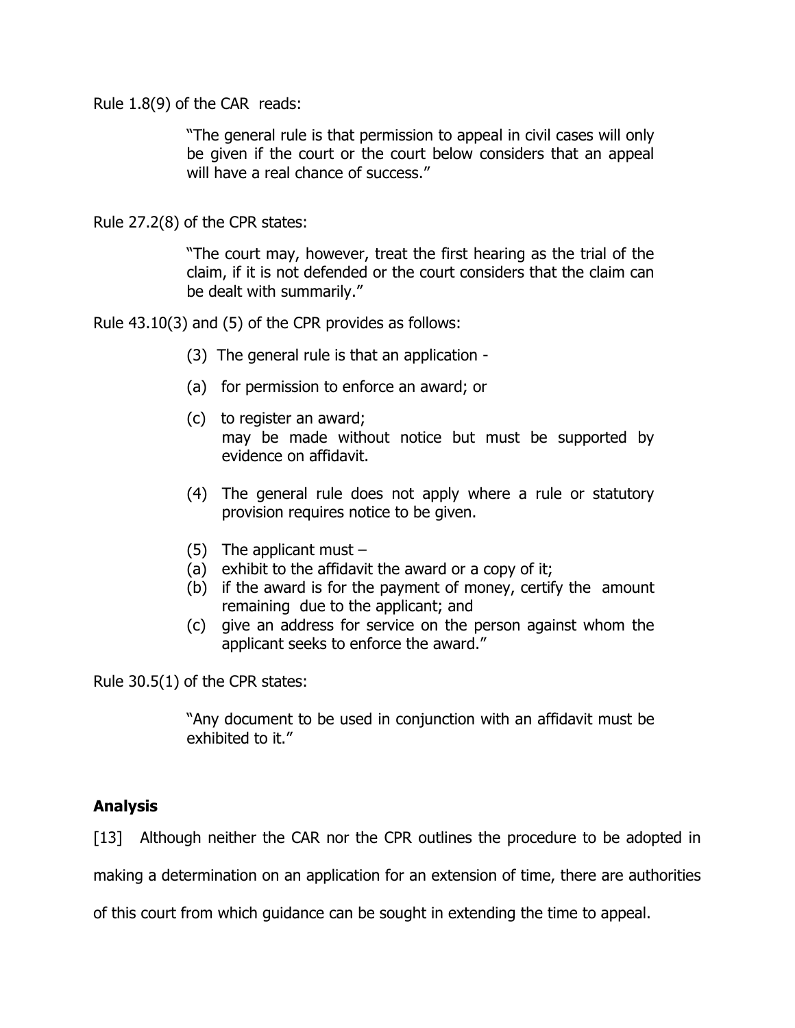Rule 1.8(9) of the CAR reads:

> "The general rule is that permission to appeal in civil cases will only be given if the court or the court below considers that an appeal will have a real chance of success."

Rule 27.2(8) of the CPR states:

> "The court may, however, treat the first hearing as the trial of the claim, if it is not defended or the court considers that the claim can be dealt with summarily."

Rule 43.10(3) and (5) of the CPR provides as follows:

> (3) The general rule is that an application -
>
> (a) for permission to enforce an award; or
>
> (c) to register an award;
> may be made without notice but must be supported by evidence on affidavit.
>
> (4) The general rule does not apply where a rule or statutory provision requires notice to be given.
>
> (5) The applicant must –
> (a) exhibit to the affidavit the award or a copy of it;
> (b) if the award is for the payment of money, certify the amount remaining due to the applicant; and
> (c) give an address for service on the person against whom the applicant seeks to enforce the award."

Rule 30.5(1) of the CPR states:

> "Any document to be used in conjunction with an affidavit must be exhibited to it."

## Analysis

[13] Although neither the CAR nor the CPR outlines the procedure to be adopted in making a determination on an application for an extension of time, there are authorities of this court from which guidance can be sought in extending the time to appeal.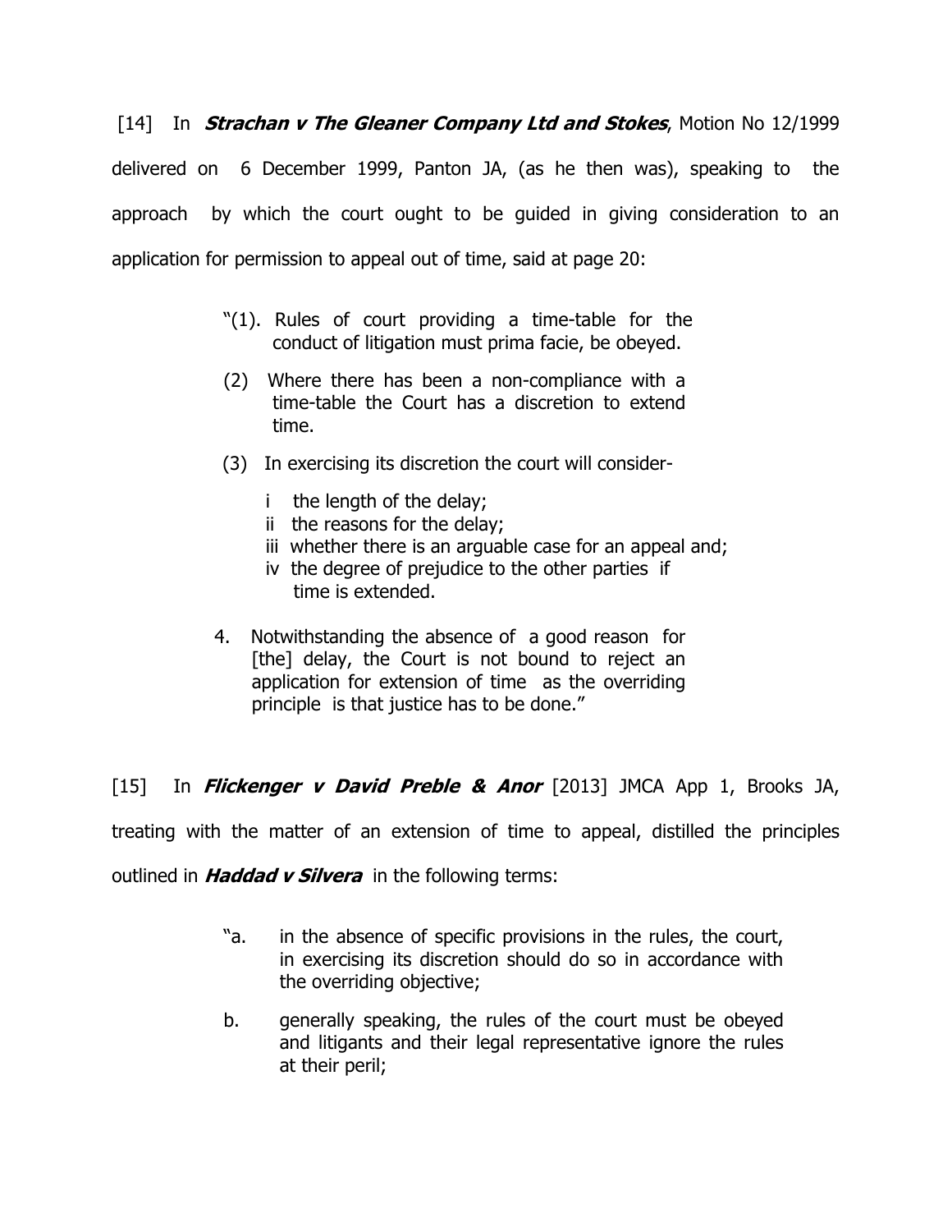[14] In ***Strachan v The Gleaner Company Ltd and Stokes***, Motion No 12/1999 delivered on 6 December 1999, Panton JA, (as he then was), speaking to the approach by which the court ought to be guided in giving consideration to an application for permission to appeal out of time, said at page 20:

> "(1). Rules of court providing a time-table for the conduct of litigation must prima facie, be obeyed.
>
> (2) Where there has been a non-compliance with a time-table the Court has a discretion to extend time.
>
> (3) In exercising its discretion the court will consider-
>
> i the length of the delay;
> ii the reasons for the delay;
> iii whether there is an arguable case for an appeal and;
> iv the degree of prejudice to the other parties if time is extended.
>
> 4. Notwithstanding the absence of a good reason for [the] delay, the Court is not bound to reject an application for extension of time as the overriding principle is that justice has to be done."

[15] In ***Flickenger v David Preble & Anor*** [2013] JMCA App 1, Brooks JA, treating with the matter of an extension of time to appeal, distilled the principles outlined in ***Haddad v Silvera*** in the following terms:

> "a. in the absence of specific provisions in the rules, the court, in exercising its discretion should do so in accordance with the overriding objective;
>
> b. generally speaking, the rules of the court must be obeyed and litigants and their legal representative ignore the rules at their peril;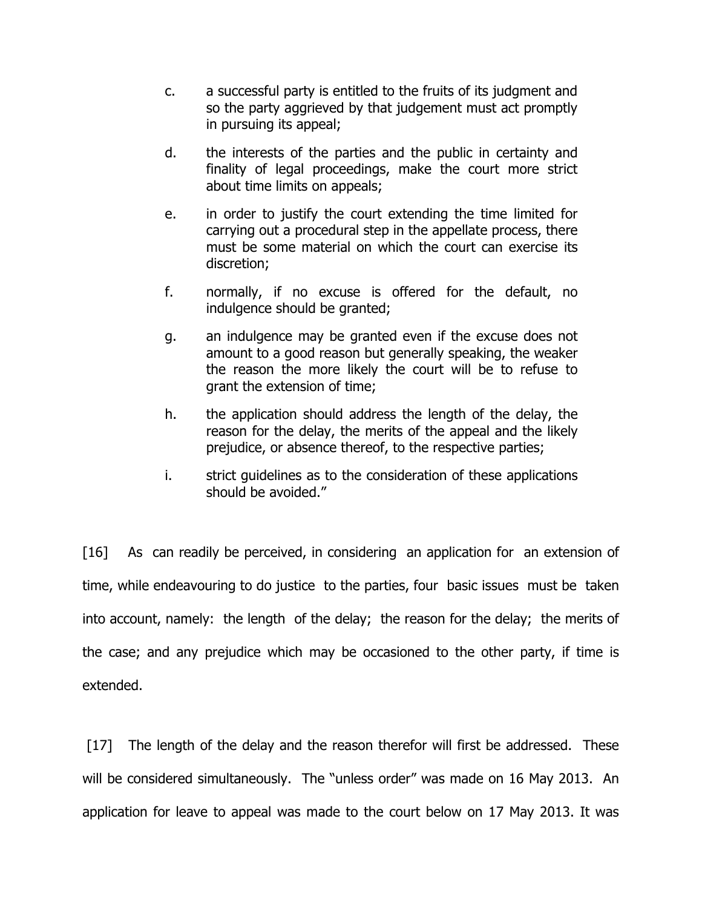c. a successful party is entitled to the fruits of its judgment and so the party aggrieved by that judgement must act promptly in pursuing its appeal;

d. the interests of the parties and the public in certainty and finality of legal proceedings, make the court more strict about time limits on appeals;

e. in order to justify the court extending the time limited for carrying out a procedural step in the appellate process, there must be some material on which the court can exercise its discretion;

f. normally, if no excuse is offered for the default, no indulgence should be granted;

g. an indulgence may be granted even if the excuse does not amount to a good reason but generally speaking, the weaker the reason the more likely the court will be to refuse to grant the extension of time;

h. the application should address the length of the delay, the reason for the delay, the merits of the appeal and the likely prejudice, or absence thereof, to the respective parties;

i. strict guidelines as to the consideration of these applications should be avoided."

[16] As can readily be perceived, in considering an application for an extension of time, while endeavouring to do justice to the parties, four basic issues must be taken into account, namely: the length of the delay; the reason for the delay; the merits of the case; and any prejudice which may be occasioned to the other party, if time is extended.

[17] The length of the delay and the reason therefor will first be addressed. These will be considered simultaneously. The "unless order" was made on 16 May 2013. An application for leave to appeal was made to the court below on 17 May 2013. It was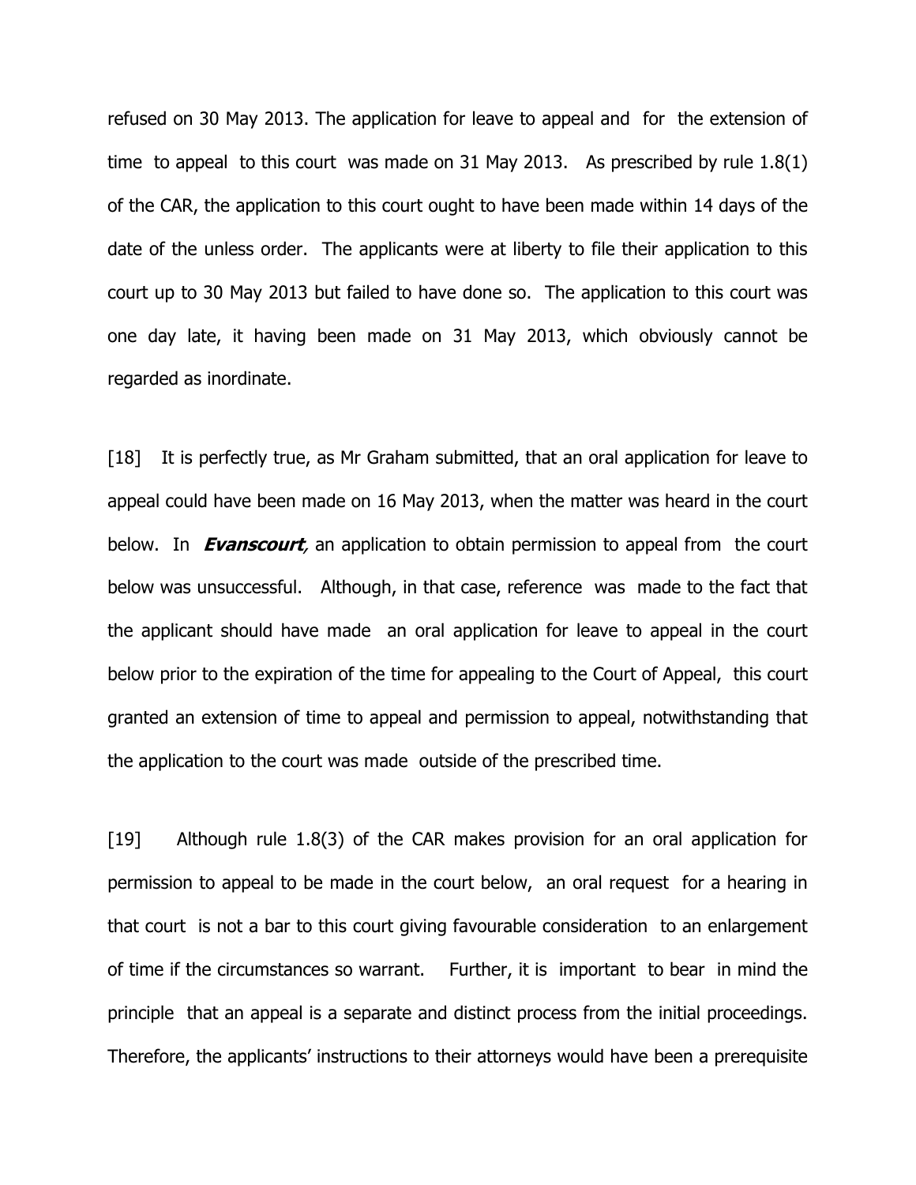refused on 30 May 2013. The application for leave to appeal and for the extension of time to appeal to this court was made on 31 May 2013. As prescribed by rule 1.8(1) of the CAR, the application to this court ought to have been made within 14 days of the date of the unless order. The applicants were at liberty to file their application to this court up to 30 May 2013 but failed to have done so. The application to this court was one day late, it having been made on 31 May 2013, which obviously cannot be regarded as inordinate.

[18] It is perfectly true, as Mr Graham submitted, that an oral application for leave to appeal could have been made on 16 May 2013, when the matter was heard in the court below. In ***Evanscourt***, an application to obtain permission to appeal from the court below was unsuccessful. Although, in that case, reference was made to the fact that the applicant should have made an oral application for leave to appeal in the court below prior to the expiration of the time for appealing to the Court of Appeal, this court granted an extension of time to appeal and permission to appeal, notwithstanding that the application to the court was made outside of the prescribed time.

[19] Although rule 1.8(3) of the CAR makes provision for an oral application for permission to appeal to be made in the court below, an oral request for a hearing in that court is not a bar to this court giving favourable consideration to an enlargement of time if the circumstances so warrant. Further, it is important to bear in mind the principle that an appeal is a separate and distinct process from the initial proceedings. Therefore, the applicants' instructions to their attorneys would have been a prerequisite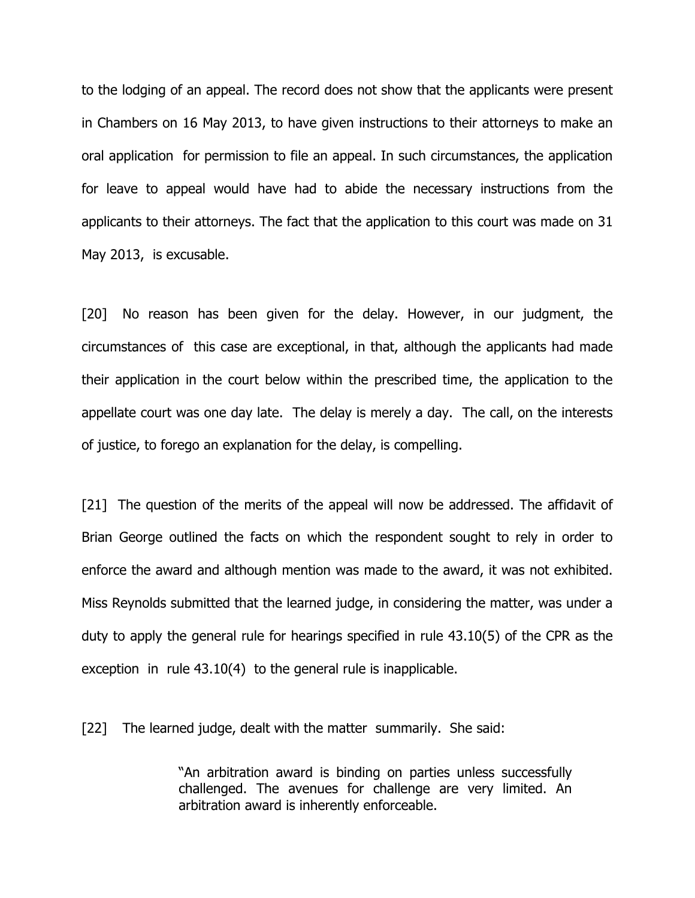to the lodging of an appeal. The record does not show that the applicants were present in Chambers on 16 May 2013, to have given instructions to their attorneys to make an oral application for permission to file an appeal. In such circumstances, the application for leave to appeal would have had to abide the necessary instructions from the applicants to their attorneys. The fact that the application to this court was made on 31 May 2013, is excusable.

[20] No reason has been given for the delay. However, in our judgment, the circumstances of this case are exceptional, in that, although the applicants had made their application in the court below within the prescribed time, the application to the appellate court was one day late. The delay is merely a day. The call, on the interests of justice, to forego an explanation for the delay, is compelling.

[21] The question of the merits of the appeal will now be addressed. The affidavit of Brian George outlined the facts on which the respondent sought to rely in order to enforce the award and although mention was made to the award, it was not exhibited. Miss Reynolds submitted that the learned judge, in considering the matter, was under a duty to apply the general rule for hearings specified in rule 43.10(5) of the CPR as the exception in rule 43.10(4) to the general rule is inapplicable.

[22] The learned judge, dealt with the matter summarily. She said:

> "An arbitration award is binding on parties unless successfully challenged. The avenues for challenge are very limited. An arbitration award is inherently enforceable.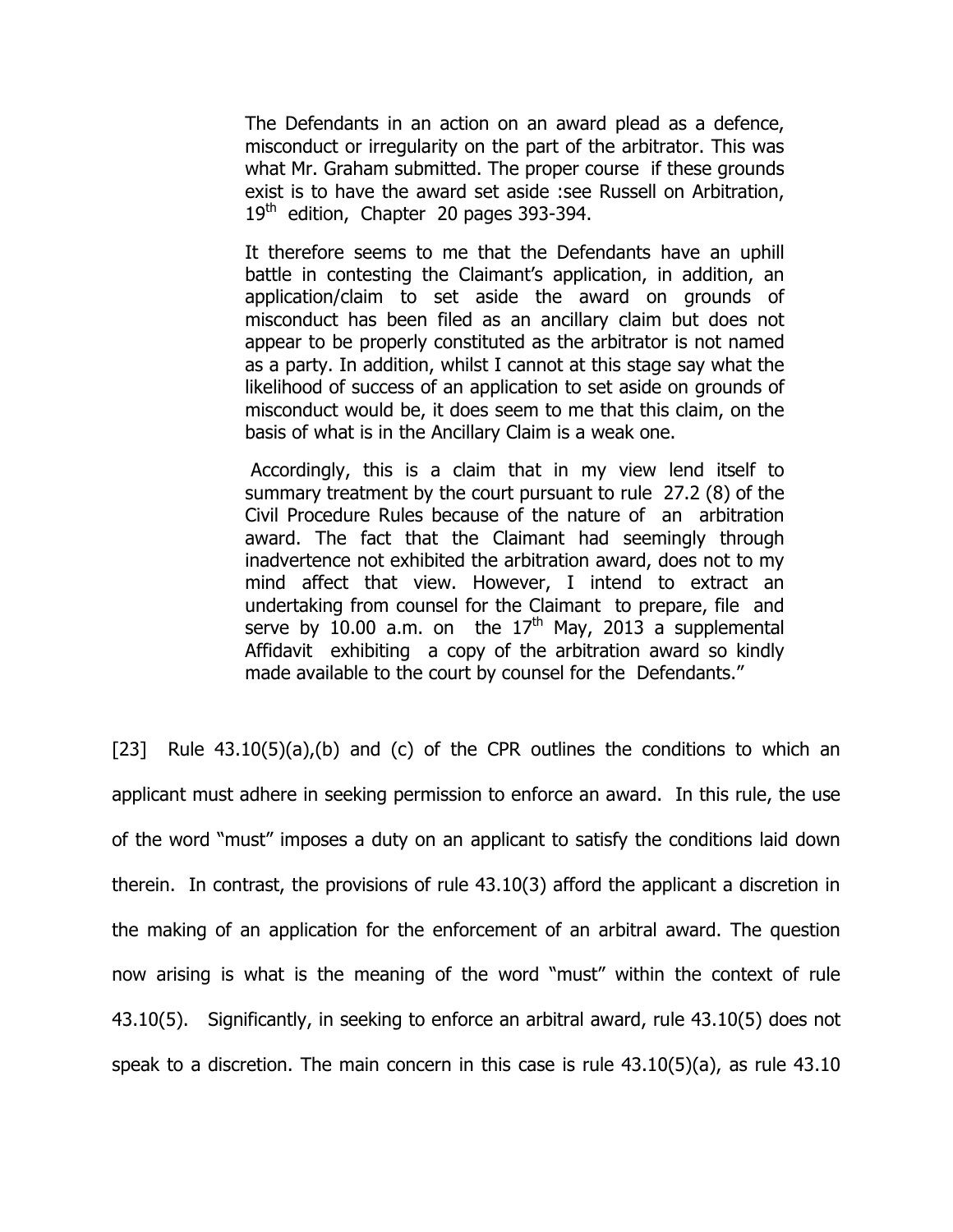> The Defendants in an action on an award plead as a defence, misconduct or irregularity on the part of the arbitrator. This was what Mr. Graham submitted. The proper course if these grounds exist is to have the award set aside :see Russell on Arbitration, 19th edition, Chapter 20 pages 393-394.
>
> It therefore seems to me that the Defendants have an uphill battle in contesting the Claimant's application, in addition, an application/claim to set aside the award on grounds of misconduct has been filed as an ancillary claim but does not appear to be properly constituted as the arbitrator is not named as a party. In addition, whilst I cannot at this stage say what the likelihood of success of an application to set aside on grounds of misconduct would be, it does seem to me that this claim, on the basis of what is in the Ancillary Claim is a weak one.
>
> Accordingly, this is a claim that in my view lend itself to summary treatment by the court pursuant to rule 27.2 (8) of the Civil Procedure Rules because of the nature of an arbitration award. The fact that the Claimant had seemingly through inadvertence not exhibited the arbitration award, does not to my mind affect that view. However, I intend to extract an undertaking from counsel for the Claimant to prepare, file and serve by 10.00 a.m. on the 17th May, 2013 a supplemental Affidavit exhibiting a copy of the arbitration award so kindly made available to the court by counsel for the Defendants."

[23] Rule 43.10(5)(a),(b) and (c) of the CPR outlines the conditions to which an applicant must adhere in seeking permission to enforce an award. In this rule, the use of the word "must" imposes a duty on an applicant to satisfy the conditions laid down therein. In contrast, the provisions of rule 43.10(3) afford the applicant a discretion in the making of an application for the enforcement of an arbitral award. The question now arising is what is the meaning of the word "must" within the context of rule 43.10(5). Significantly, in seeking to enforce an arbitral award, rule 43.10(5) does not speak to a discretion. The main concern in this case is rule 43.10(5)(a), as rule 43.10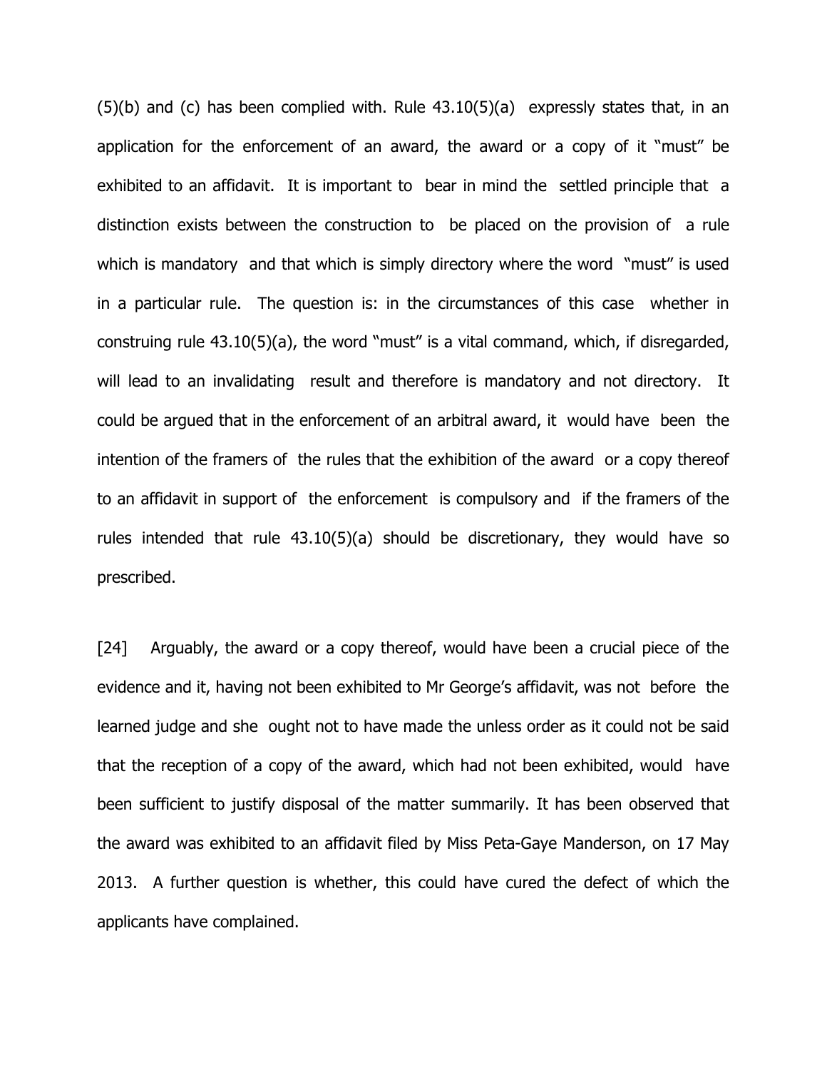(5)(b) and (c) has been complied with. Rule 43.10(5)(a) expressly states that, in an application for the enforcement of an award, the award or a copy of it "must" be exhibited to an affidavit. It is important to bear in mind the settled principle that a distinction exists between the construction to be placed on the provision of a rule which is mandatory and that which is simply directory where the word "must" is used in a particular rule. The question is: in the circumstances of this case whether in construing rule 43.10(5)(a), the word "must" is a vital command, which, if disregarded, will lead to an invalidating result and therefore is mandatory and not directory. It could be argued that in the enforcement of an arbitral award, it would have been the intention of the framers of the rules that the exhibition of the award or a copy thereof to an affidavit in support of the enforcement is compulsory and if the framers of the rules intended that rule 43.10(5)(a) should be discretionary, they would have so prescribed.

[24] Arguably, the award or a copy thereof, would have been a crucial piece of the evidence and it, having not been exhibited to Mr George's affidavit, was not before the learned judge and she ought not to have made the unless order as it could not be said that the reception of a copy of the award, which had not been exhibited, would have been sufficient to justify disposal of the matter summarily. It has been observed that the award was exhibited to an affidavit filed by Miss Peta-Gaye Manderson, on 17 May 2013. A further question is whether, this could have cured the defect of which the applicants have complained.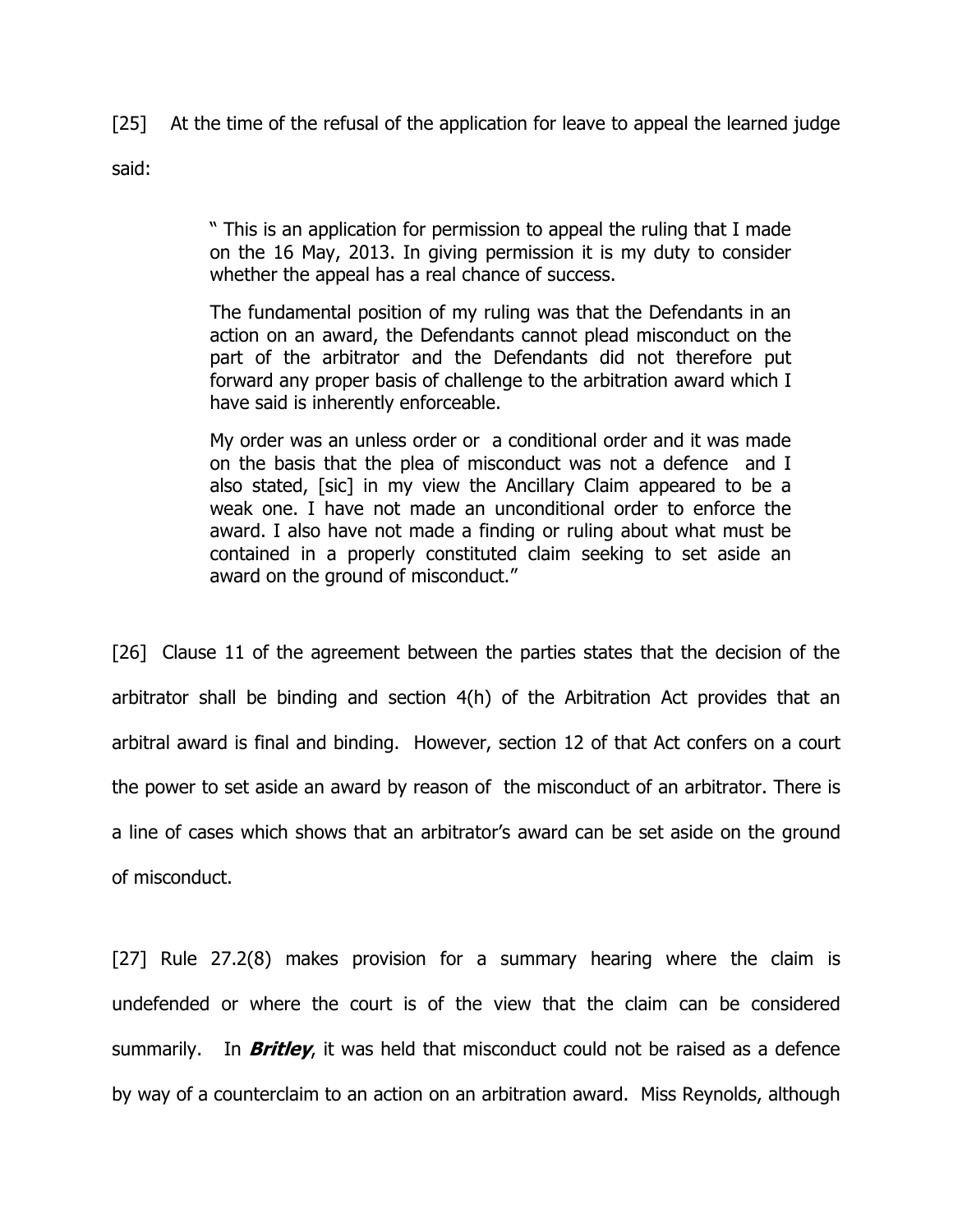[25] At the time of the refusal of the application for leave to appeal the learned judge said:

> " This is an application for permission to appeal the ruling that I made on the 16 May, 2013. In giving permission it is my duty to consider whether the appeal has a real chance of success.
>
> The fundamental position of my ruling was that the Defendants in an action on an award, the Defendants cannot plead misconduct on the part of the arbitrator and the Defendants did not therefore put forward any proper basis of challenge to the arbitration award which I have said is inherently enforceable.
>
> My order was an unless order or a conditional order and it was made on the basis that the plea of misconduct was not a defence and I also stated, [sic] in my view the Ancillary Claim appeared to be a weak one. I have not made an unconditional order to enforce the award. I also have not made a finding or ruling about what must be contained in a properly constituted claim seeking to set aside an award on the ground of misconduct."

[26] Clause 11 of the agreement between the parties states that the decision of the arbitrator shall be binding and section 4(h) of the Arbitration Act provides that an arbitral award is final and binding. However, section 12 of that Act confers on a court the power to set aside an award by reason of the misconduct of an arbitrator. There is a line of cases which shows that an arbitrator's award can be set aside on the ground of misconduct.

[27] Rule 27.2(8) makes provision for a summary hearing where the claim is undefended or where the court is of the view that the claim can be considered summarily. In ***Britley***, it was held that misconduct could not be raised as a defence by way of a counterclaim to an action on an arbitration award. Miss Reynolds, although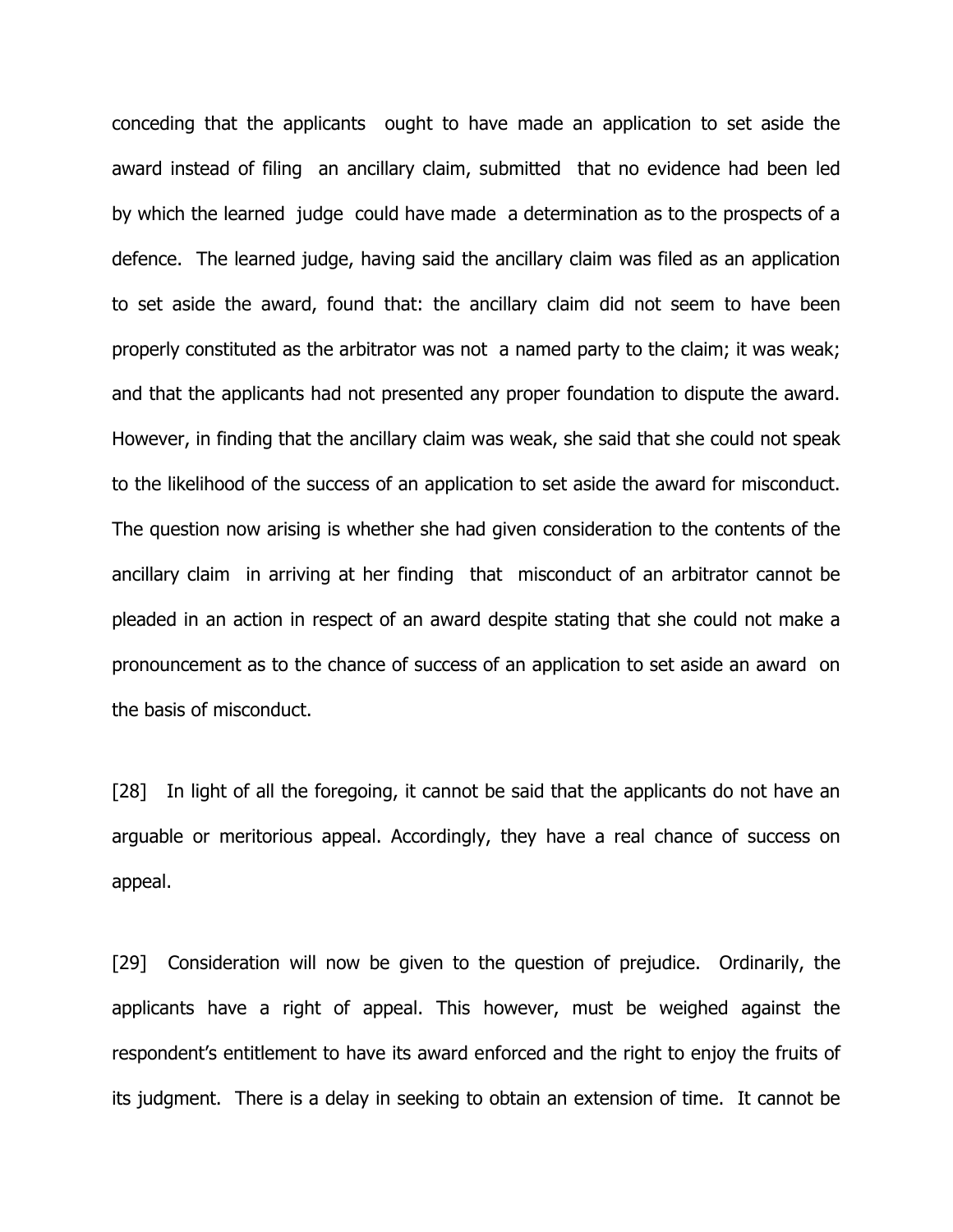conceding that the applicants ought to have made an application to set aside the award instead of filing an ancillary claim, submitted that no evidence had been led by which the learned judge could have made a determination as to the prospects of a defence. The learned judge, having said the ancillary claim was filed as an application to set aside the award, found that: the ancillary claim did not seem to have been properly constituted as the arbitrator was not a named party to the claim; it was weak; and that the applicants had not presented any proper foundation to dispute the award. However, in finding that the ancillary claim was weak, she said that she could not speak to the likelihood of the success of an application to set aside the award for misconduct. The question now arising is whether she had given consideration to the contents of the ancillary claim in arriving at her finding that misconduct of an arbitrator cannot be pleaded in an action in respect of an award despite stating that she could not make a pronouncement as to the chance of success of an application to set aside an award on the basis of misconduct.

[28] In light of all the foregoing, it cannot be said that the applicants do not have an arguable or meritorious appeal. Accordingly, they have a real chance of success on appeal.

[29] Consideration will now be given to the question of prejudice. Ordinarily, the applicants have a right of appeal. This however, must be weighed against the respondent's entitlement to have its award enforced and the right to enjoy the fruits of its judgment. There is a delay in seeking to obtain an extension of time. It cannot be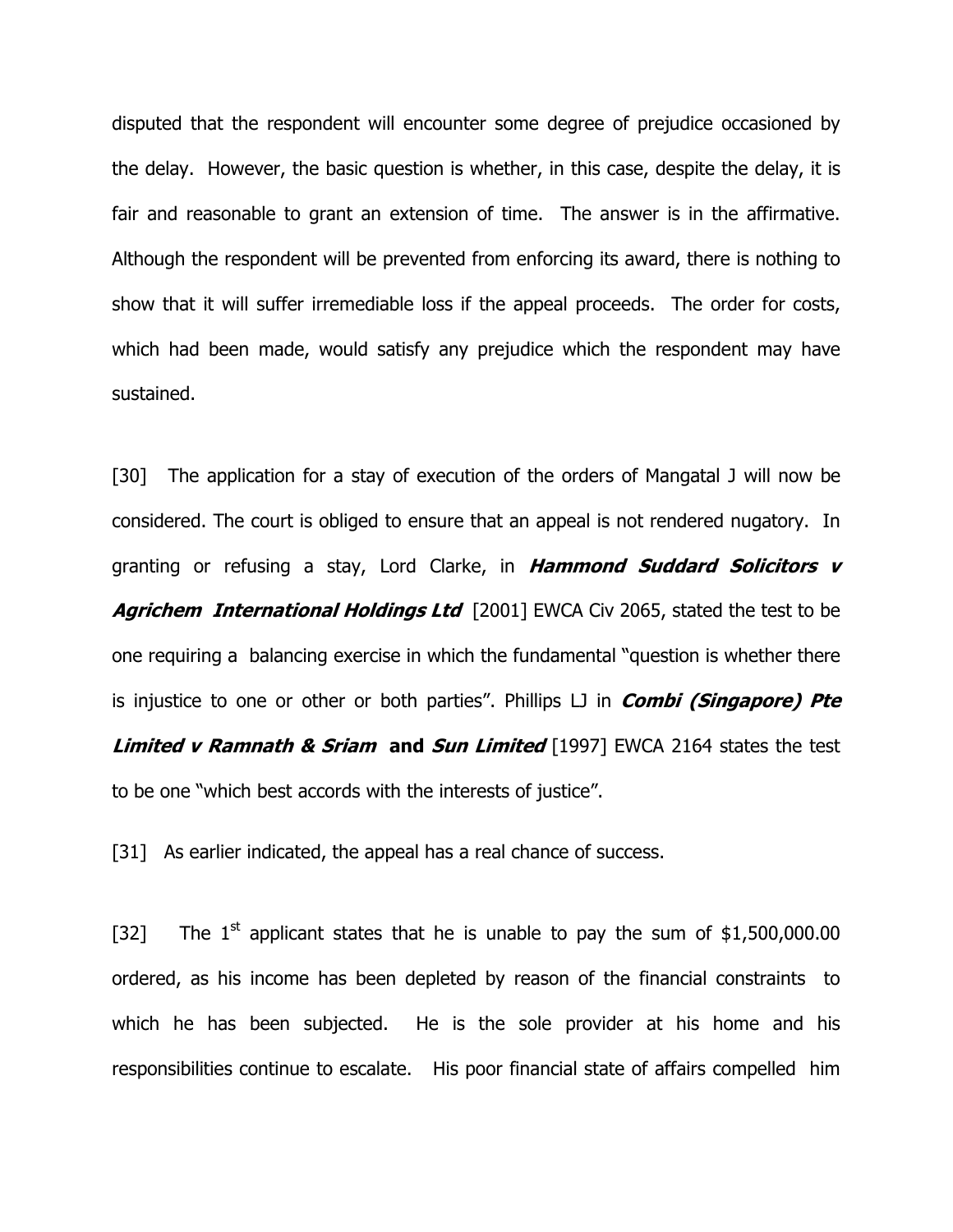disputed that the respondent will encounter some degree of prejudice occasioned by the delay. However, the basic question is whether, in this case, despite the delay, it is fair and reasonable to grant an extension of time. The answer is in the affirmative. Although the respondent will be prevented from enforcing its award, there is nothing to show that it will suffer irremediable loss if the appeal proceeds. The order for costs, which had been made, would satisfy any prejudice which the respondent may have sustained.

[30] The application for a stay of execution of the orders of Mangatal J will now be considered. The court is obliged to ensure that an appeal is not rendered nugatory. In granting or refusing a stay, Lord Clarke, in ***Hammond Suddard Solicitors v Agrichem International Holdings Ltd*** [2001] EWCA Civ 2065, stated the test to be one requiring a balancing exercise in which the fundamental "question is whether there is injustice to one or other or both parties". Phillips LJ in ***Combi (Singapore) Pte Limited v Ramnath & Sriam* and *Sun Limited*** [1997] EWCA 2164 states the test to be one "which best accords with the interests of justice".

[31] As earlier indicated, the appeal has a real chance of success.

[32] The 1st applicant states that he is unable to pay the sum of $1,500,000.00 ordered, as his income has been depleted by reason of the financial constraints to which he has been subjected. He is the sole provider at his home and his responsibilities continue to escalate. His poor financial state of affairs compelled him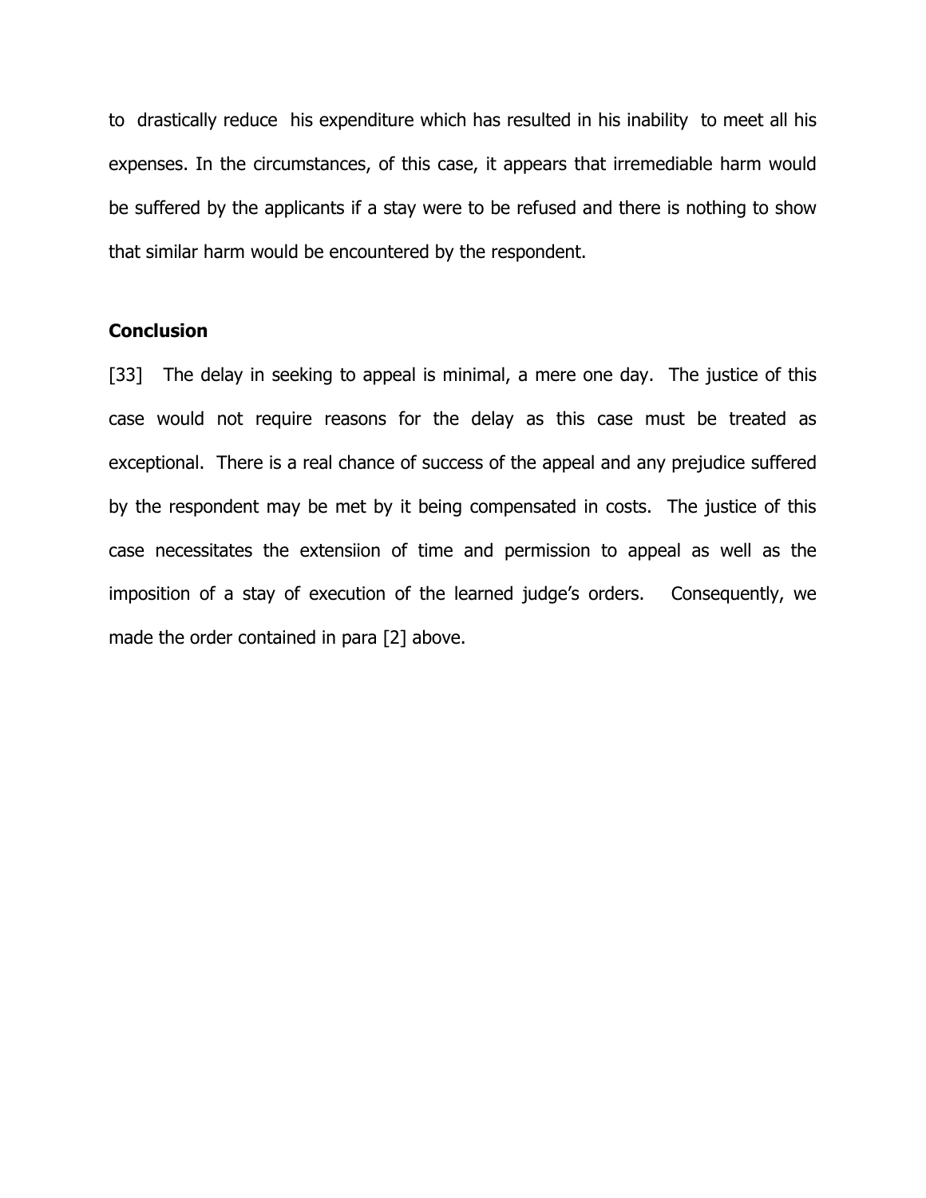to drastically reduce his expenditure which has resulted in his inability to meet all his expenses. In the circumstances, of this case, it appears that irremediable harm would be suffered by the applicants if a stay were to be refused and there is nothing to show that similar harm would be encountered by the respondent.

## Conclusion

[33] The delay in seeking to appeal is minimal, a mere one day. The justice of this case would not require reasons for the delay as this case must be treated as exceptional. There is a real chance of success of the appeal and any prejudice suffered by the respondent may be met by it being compensated in costs. The justice of this case necessitates the extensiion of time and permission to appeal as well as the imposition of a stay of execution of the learned judge's orders. Consequently, we made the order contained in para [2] above.